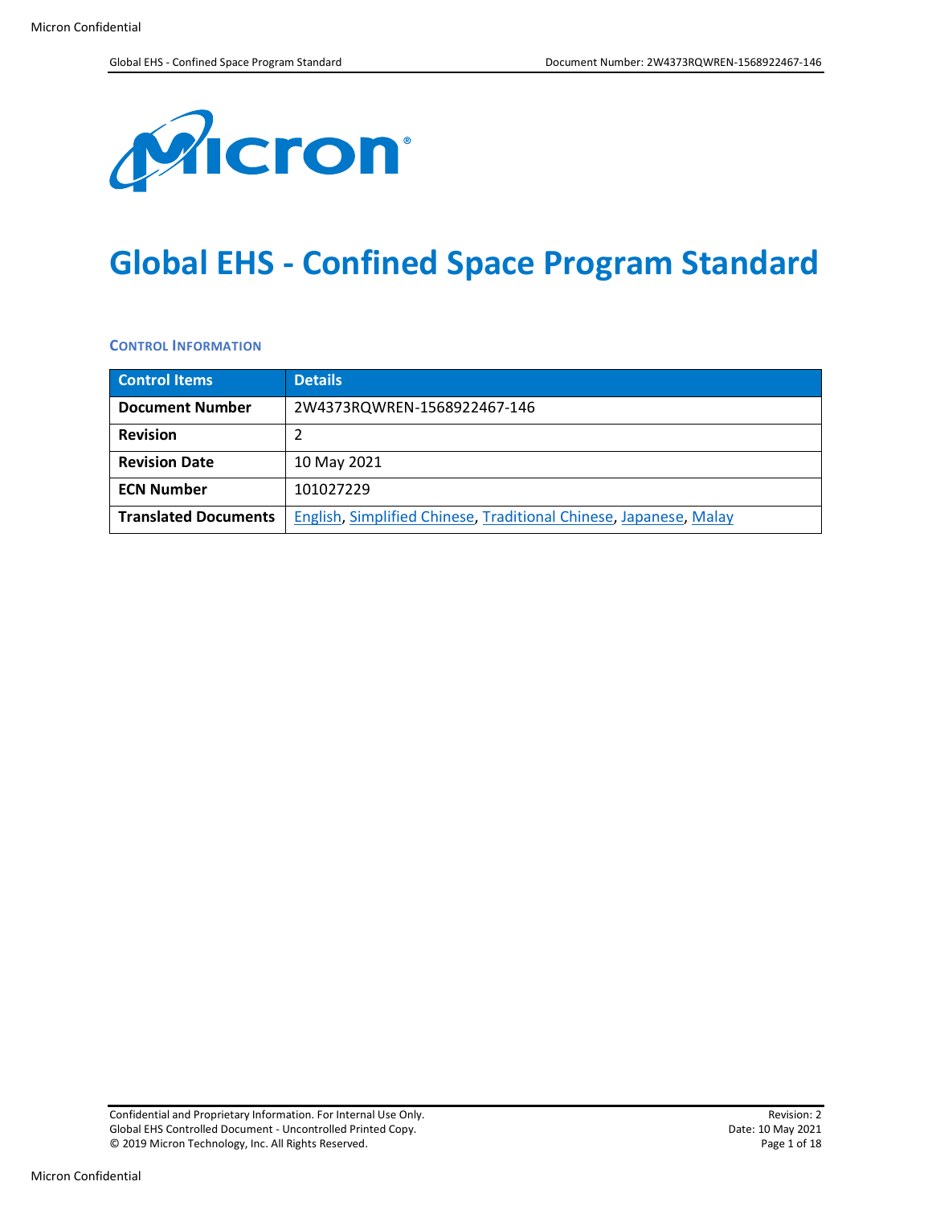# Global EHS - Confined Space Program Standard

### CONTROL INFORMATION

| Control Items | Details |
| --- | --- |
| **Document Number** | 2W4373RQWREN-1568922467-146 |
| **Revision** | 2 |
| **Revision Date** | 10 May 2021 |
| **ECN Number** | 101027229 |
| **Translated Documents** | English, Simplified Chinese, Traditional Chinese, Japanese, Malay |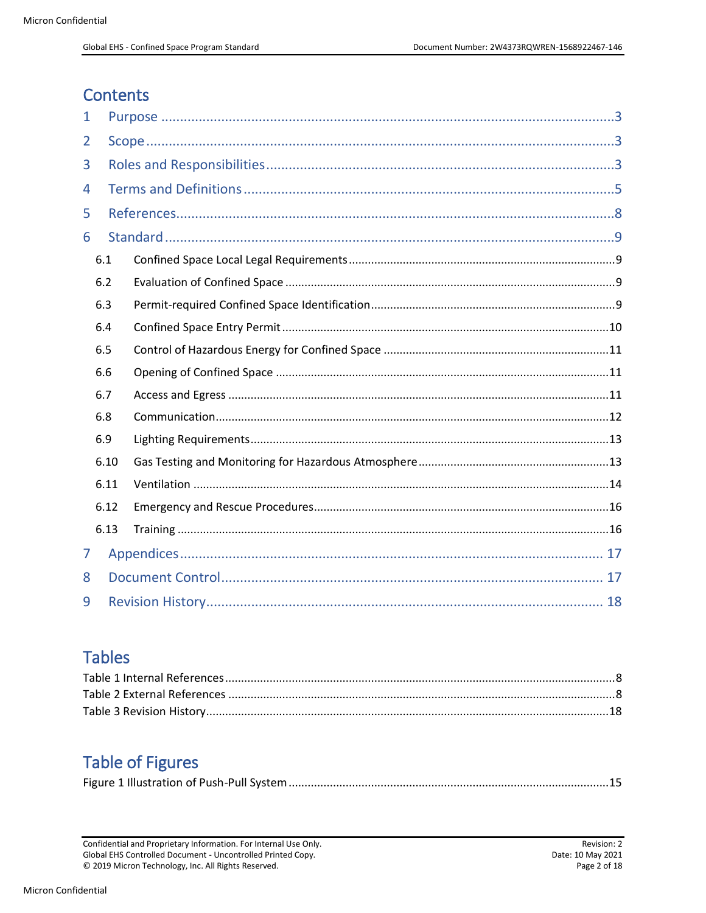# Contents

1 Purpose ....................................................................................................3
2 Scope ........................................................................................................3
3 Roles and Responsibilities ..........................................................................3
4 Terms and Definitions .................................................................................5
5 References..................................................................................................8
6 Standard .....................................................................................................9
- 6.1 Confined Space Local Legal Requirements ..............................................9
- 6.2 Evaluation of Confined Space ...................................................................9
- 6.3 Permit-required Confined Space Identification .........................................9
- 6.4 Confined Space Entry Permit ..................................................................10
- 6.5 Control of Hazardous Energy for Confined Space ...................................11
- 6.6 Opening of Confined Space ....................................................................11
- 6.7 Access and Egress .................................................................................11
- 6.8 Communication.......................................................................................12
- 6.9 Lighting Requirements.............................................................................13
- 6.10 Gas Testing and Monitoring for Hazardous Atmosphere .......................13
- 6.11 Ventilation .............................................................................................14
- 6.12 Emergency and Rescue Procedures.....................................................16
- 6.13 Training .................................................................................................16

7 Appendices .............................................................................................. 17
8 Document Control..................................................................................... 17
9 Revision History........................................................................................ 18

# Tables

Table 1 Internal References ..........................................................................8
Table 2 External References .........................................................................8
Table 3 Revision History..............................................................................18

# Table of Figures

Figure 1 Illustration of Push-Pull System ....................................................15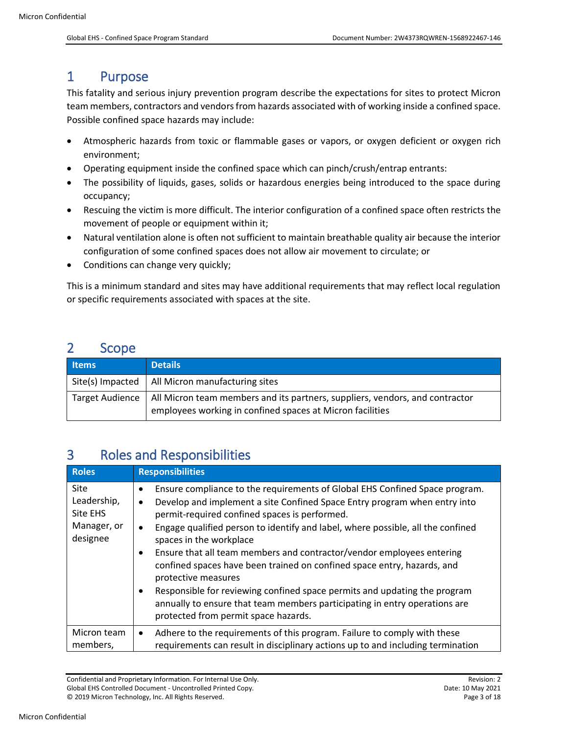# 1 Purpose

This fatality and serious injury prevention program describe the expectations for sites to protect Micron team members, contractors and vendors from hazards associated with of working inside a confined space. Possible confined space hazards may include:

- Atmospheric hazards from toxic or flammable gases or vapors, or oxygen deficient or oxygen rich environment;
- Operating equipment inside the confined space which can pinch/crush/entrap entrants:
- The possibility of liquids, gases, solids or hazardous energies being introduced to the space during occupancy;
- Rescuing the victim is more difficult. The interior configuration of a confined space often restricts the movement of people or equipment within it;
- Natural ventilation alone is often not sufficient to maintain breathable quality air because the interior configuration of some confined spaces does not allow air movement to circulate; or
- Conditions can change very quickly;

This is a minimum standard and sites may have additional requirements that may reflect local regulation or specific requirements associated with spaces at the site.

# 2 Scope

| Items | Details |
|---|---|
| Site(s) Impacted | All Micron manufacturing sites |
| Target Audience | All Micron team members and its partners, suppliers, vendors, and contractor employees working in confined spaces at Micron facilities |

# 3 Roles and Responsibilities

| Roles | Responsibilities |
|---|---|
| Site Leadership, Site EHS Manager, or designee | • Ensure compliance to the requirements of Global EHS Confined Space program.<br>• Develop and implement a site Confined Space Entry program when entry into permit-required confined spaces is performed.<br>• Engage qualified person to identify and label, where possible, all the confined spaces in the workplace<br>• Ensure that all team members and contractor/vendor employees entering confined spaces have been trained on confined space entry, hazards, and protective measures<br>• Responsible for reviewing confined space permits and updating the program annually to ensure that team members participating in entry operations are protected from permit space hazards. |
| Micron team members, | • Adhere to the requirements of this program. Failure to comply with these requirements can result in disciplinary actions up to and including termination |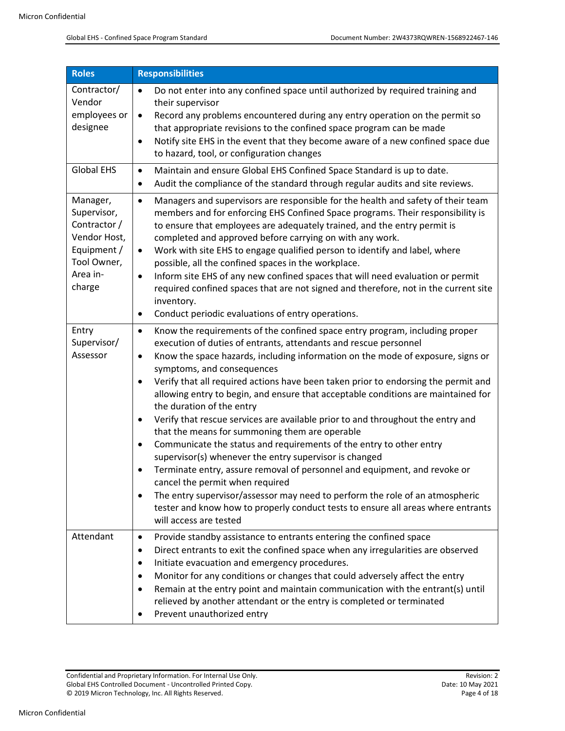| Roles | Responsibilities |
|---|---|
| Contractor/ Vendor employees or designee | • Do not enter into any confined space until authorized by required training and their supervisor<br>• Record any problems encountered during any entry operation on the permit so that appropriate revisions to the confined space program can be made<br>• Notify site EHS in the event that they become aware of a new confined space due to hazard, tool, or configuration changes |
| Global EHS | • Maintain and ensure Global EHS Confined Space Standard is up to date.<br>• Audit the compliance of the standard through regular audits and site reviews. |
| Manager, Supervisor, Contractor / Vendor Host, Equipment / Tool Owner, Area in-charge | • Managers and supervisors are responsible for the health and safety of their team members and for enforcing EHS Confined Space programs. Their responsibility is to ensure that employees are adequately trained, and the entry permit is completed and approved before carrying on with any work.<br>• Work with site EHS to engage qualified person to identify and label, where possible, all the confined spaces in the workplace.<br>• Inform site EHS of any new confined spaces that will need evaluation or permit required confined spaces that are not signed and therefore, not in the current site inventory.<br>• Conduct periodic evaluations of entry operations. |
| Entry Supervisor/ Assessor | • Know the requirements of the confined space entry program, including proper execution of duties of entrants, attendants and rescue personnel<br>• Know the space hazards, including information on the mode of exposure, signs or symptoms, and consequences<br>• Verify that all required actions have been taken prior to endorsing the permit and allowing entry to begin, and ensure that acceptable conditions are maintained for the duration of the entry<br>• Verify that rescue services are available prior to and throughout the entry and that the means for summoning them are operable<br>• Communicate the status and requirements of the entry to other entry supervisor(s) whenever the entry supervisor is changed<br>• Terminate entry, assure removal of personnel and equipment, and revoke or cancel the permit when required<br>• The entry supervisor/assessor may need to perform the role of an atmospheric tester and know how to properly conduct tests to ensure all areas where entrants will access are tested |
| Attendant | • Provide standby assistance to entrants entering the confined space<br>• Direct entrants to exit the confined space when any irregularities are observed<br>• Initiate evacuation and emergency procedures.<br>• Monitor for any conditions or changes that could adversely affect the entry<br>• Remain at the entry point and maintain communication with the entrant(s) until relieved by another attendant or the entry is completed or terminated<br>• Prevent unauthorized entry |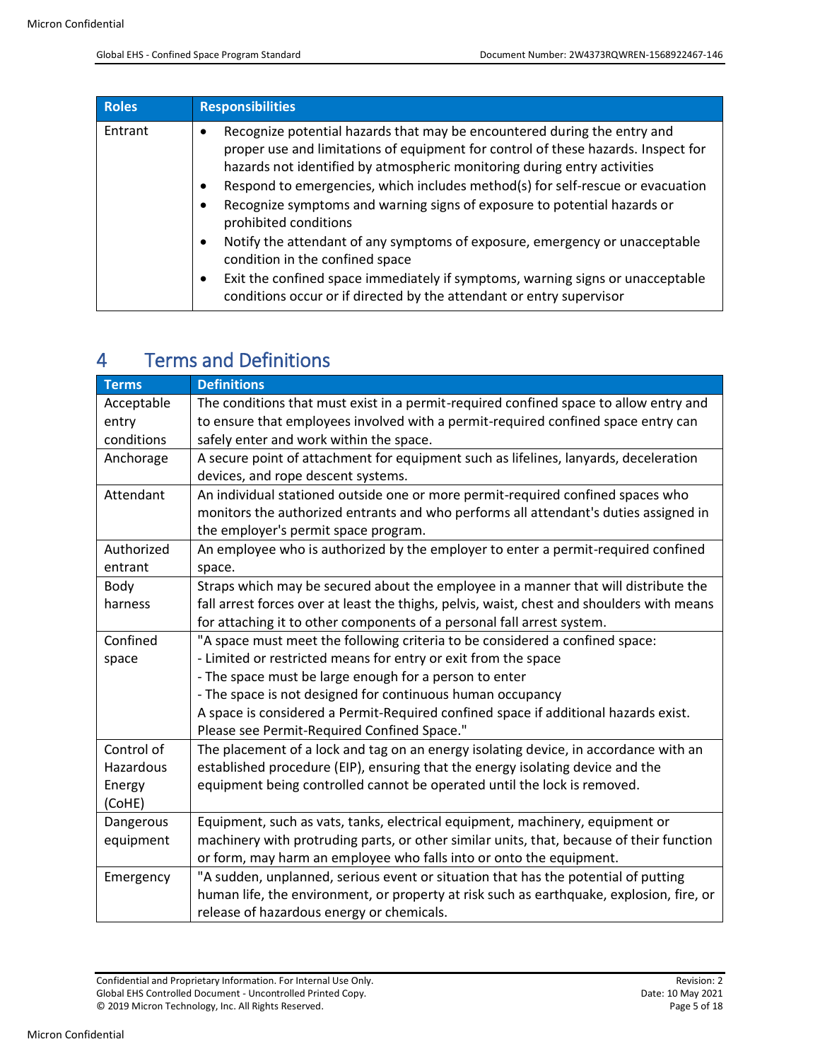| Roles | Responsibilities |
|---|---|
| Entrant | • Recognize potential hazards that may be encountered during the entry and proper use and limitations of equipment for control of these hazards. Inspect for hazards not identified by atmospheric monitoring during entry activities<br>• Respond to emergencies, which includes method(s) for self-rescue or evacuation<br>• Recognize symptoms and warning signs of exposure to potential hazards or prohibited conditions<br>• Notify the attendant of any symptoms of exposure, emergency or unacceptable condition in the confined space<br>• Exit the confined space immediately if symptoms, warning signs or unacceptable conditions occur or if directed by the attendant or entry supervisor |

# 4 Terms and Definitions

| Terms | Definitions |
|---|---|
| Acceptable entry conditions | The conditions that must exist in a permit-required confined space to allow entry and to ensure that employees involved with a permit-required confined space entry can safely enter and work within the space. |
| Anchorage | A secure point of attachment for equipment such as lifelines, lanyards, deceleration devices, and rope descent systems. |
| Attendant | An individual stationed outside one or more permit-required confined spaces who monitors the authorized entrants and who performs all attendant's duties assigned in the employer's permit space program. |
| Authorized entrant | An employee who is authorized by the employer to enter a permit-required confined space. |
| Body harness | Straps which may be secured about the employee in a manner that will distribute the fall arrest forces over at least the thighs, pelvis, waist, chest and shoulders with means for attaching it to other components of a personal fall arrest system. |
| Confined space | "A space must meet the following criteria to be considered a confined space:<br>- Limited or restricted means for entry or exit from the space<br>- The space must be large enough for a person to enter<br>- The space is not designed for continuous human occupancy<br>A space is considered a Permit-Required confined space if additional hazards exist. Please see Permit-Required Confined Space." |
| Control of Hazardous Energy (CoHE) | The placement of a lock and tag on an energy isolating device, in accordance with an established procedure (EIP), ensuring that the energy isolating device and the equipment being controlled cannot be operated until the lock is removed. |
| Dangerous equipment | Equipment, such as vats, tanks, electrical equipment, machinery, equipment or machinery with protruding parts, or other similar units, that, because of their function or form, may harm an employee who falls into or onto the equipment. |
| Emergency | "A sudden, unplanned, serious event or situation that has the potential of putting human life, the environment, or property at risk such as earthquake, explosion, fire, or release of hazardous energy or chemicals. |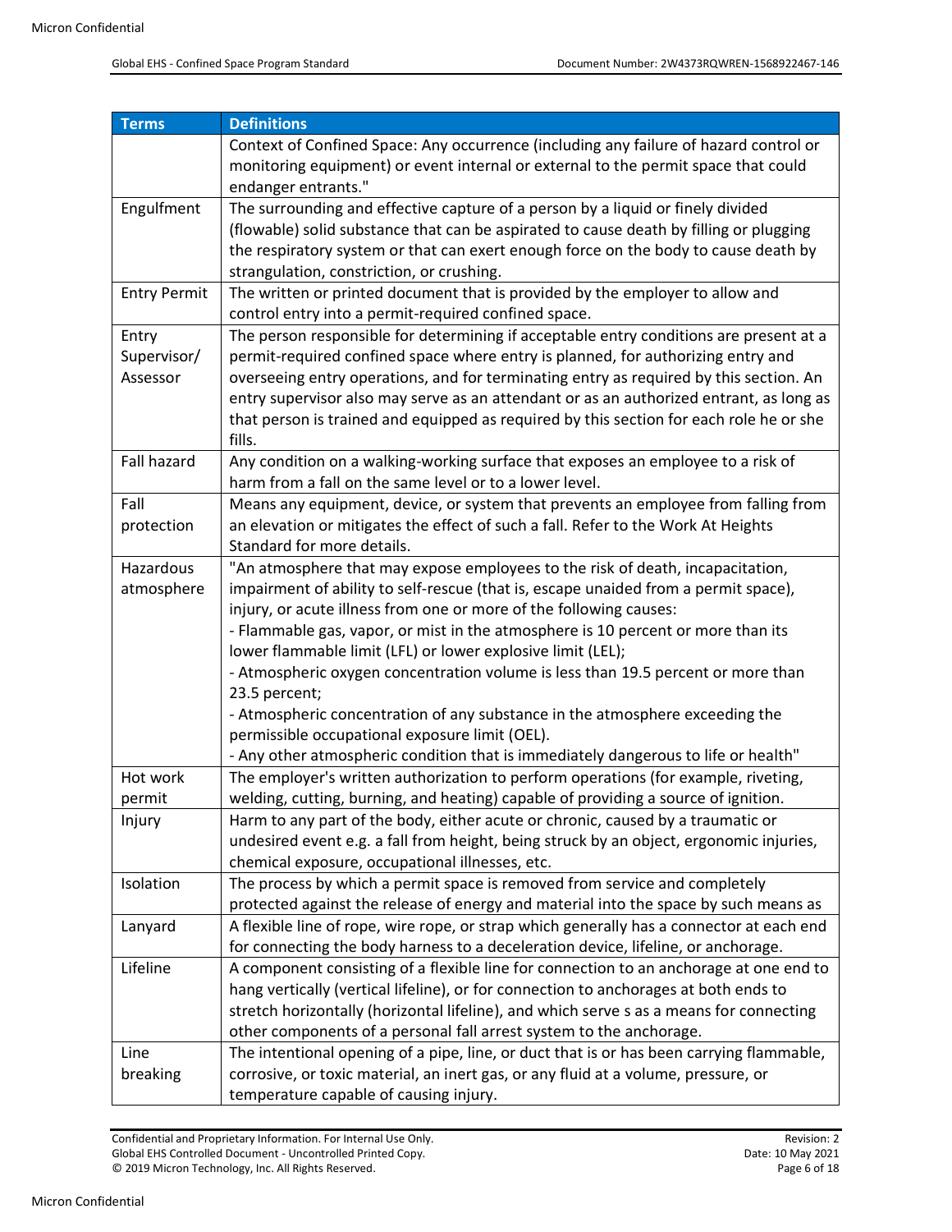| Terms | Definitions |
|---|---|
| | Context of Confined Space: Any occurrence (including any failure of hazard control or monitoring equipment) or event internal or external to the permit space that could endanger entrants." |
| Engulfment | The surrounding and effective capture of a person by a liquid or finely divided (flowable) solid substance that can be aspirated to cause death by filling or plugging the respiratory system or that can exert enough force on the body to cause death by strangulation, constriction, or crushing. |
| Entry Permit | The written or printed document that is provided by the employer to allow and control entry into a permit-required confined space. |
| Entry Supervisor/ Assessor | The person responsible for determining if acceptable entry conditions are present at a permit-required confined space where entry is planned, for authorizing entry and overseeing entry operations, and for terminating entry as required by this section. An entry supervisor also may serve as an attendant or as an authorized entrant, as long as that person is trained and equipped as required by this section for each role he or she fills. |
| Fall hazard | Any condition on a walking-working surface that exposes an employee to a risk of harm from a fall on the same level or to a lower level. |
| Fall protection | Means any equipment, device, or system that prevents an employee from falling from an elevation or mitigates the effect of such a fall. Refer to the Work At Heights Standard for more details. |
| Hazardous atmosphere | "An atmosphere that may expose employees to the risk of death, incapacitation, impairment of ability to self-rescue (that is, escape unaided from a permit space), injury, or acute illness from one or more of the following causes:<br>- Flammable gas, vapor, or mist in the atmosphere is 10 percent or more than its lower flammable limit (LFL) or lower explosive limit (LEL);<br>- Atmospheric oxygen concentration volume is less than 19.5 percent or more than 23.5 percent;<br>- Atmospheric concentration of any substance in the atmosphere exceeding the permissible occupational exposure limit (OEL).<br>- Any other atmospheric condition that is immediately dangerous to life or health" |
| Hot work permit | The employer's written authorization to perform operations (for example, riveting, welding, cutting, burning, and heating) capable of providing a source of ignition. |
| Injury | Harm to any part of the body, either acute or chronic, caused by a traumatic or undesired event e.g. a fall from height, being struck by an object, ergonomic injuries, chemical exposure, occupational illnesses, etc. |
| Isolation | The process by which a permit space is removed from service and completely protected against the release of energy and material into the space by such means as |
| Lanyard | A flexible line of rope, wire rope, or strap which generally has a connector at each end for connecting the body harness to a deceleration device, lifeline, or anchorage. |
| Lifeline | A component consisting of a flexible line for connection to an anchorage at one end to hang vertically (vertical lifeline), or for connection to anchorages at both ends to stretch horizontally (horizontal lifeline), and which serve s as a means for connecting other components of a personal fall arrest system to the anchorage. |
| Line breaking | The intentional opening of a pipe, line, or duct that is or has been carrying flammable, corrosive, or toxic material, an inert gas, or any fluid at a volume, pressure, or temperature capable of causing injury. |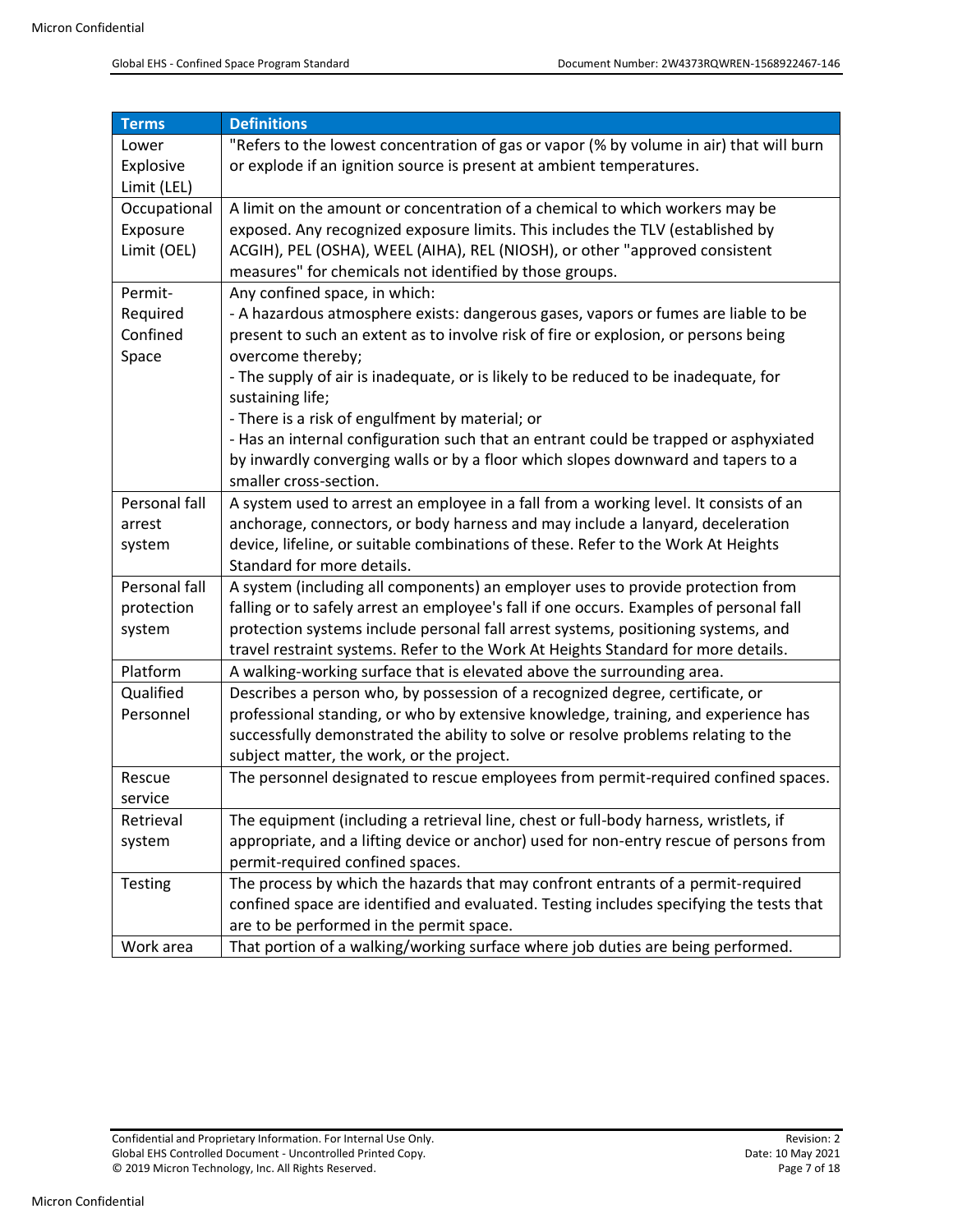| Terms | Definitions |
|---|---|
| Lower Explosive Limit (LEL) | "Refers to the lowest concentration of gas or vapor (% by volume in air) that will burn or explode if an ignition source is present at ambient temperatures. |
| Occupational Exposure Limit (OEL) | A limit on the amount or concentration of a chemical to which workers may be exposed. Any recognized exposure limits. This includes the TLV (established by ACGIH), PEL (OSHA), WEEL (AIHA), REL (NIOSH), or other "approved consistent measures" for chemicals not identified by those groups. |
| Permit-Required Confined Space | Any confined space, in which:<br>- A hazardous atmosphere exists: dangerous gases, vapors or fumes are liable to be present to such an extent as to involve risk of fire or explosion, or persons being overcome thereby;<br>- The supply of air is inadequate, or is likely to be reduced to be inadequate, for sustaining life;<br>- There is a risk of engulfment by material; or<br>- Has an internal configuration such that an entrant could be trapped or asphyxiated by inwardly converging walls or by a floor which slopes downward and tapers to a smaller cross-section. |
| Personal fall arrest system | A system used to arrest an employee in a fall from a working level. It consists of an anchorage, connectors, or body harness and may include a lanyard, deceleration device, lifeline, or suitable combinations of these. Refer to the Work At Heights Standard for more details. |
| Personal fall protection system | A system (including all components) an employer uses to provide protection from falling or to safely arrest an employee's fall if one occurs. Examples of personal fall protection systems include personal fall arrest systems, positioning systems, and travel restraint systems. Refer to the Work At Heights Standard for more details. |
| Platform | A walking-working surface that is elevated above the surrounding area. |
| Qualified Personnel | Describes a person who, by possession of a recognized degree, certificate, or professional standing, or who by extensive knowledge, training, and experience has successfully demonstrated the ability to solve or resolve problems relating to the subject matter, the work, or the project. |
| Rescue service | The personnel designated to rescue employees from permit-required confined spaces. |
| Retrieval system | The equipment (including a retrieval line, chest or full-body harness, wristlets, if appropriate, and a lifting device or anchor) used for non-entry rescue of persons from permit-required confined spaces. |
| Testing | The process by which the hazards that may confront entrants of a permit-required confined space are identified and evaluated. Testing includes specifying the tests that are to be performed in the permit space. |
| Work area | That portion of a walking/working surface where job duties are being performed. |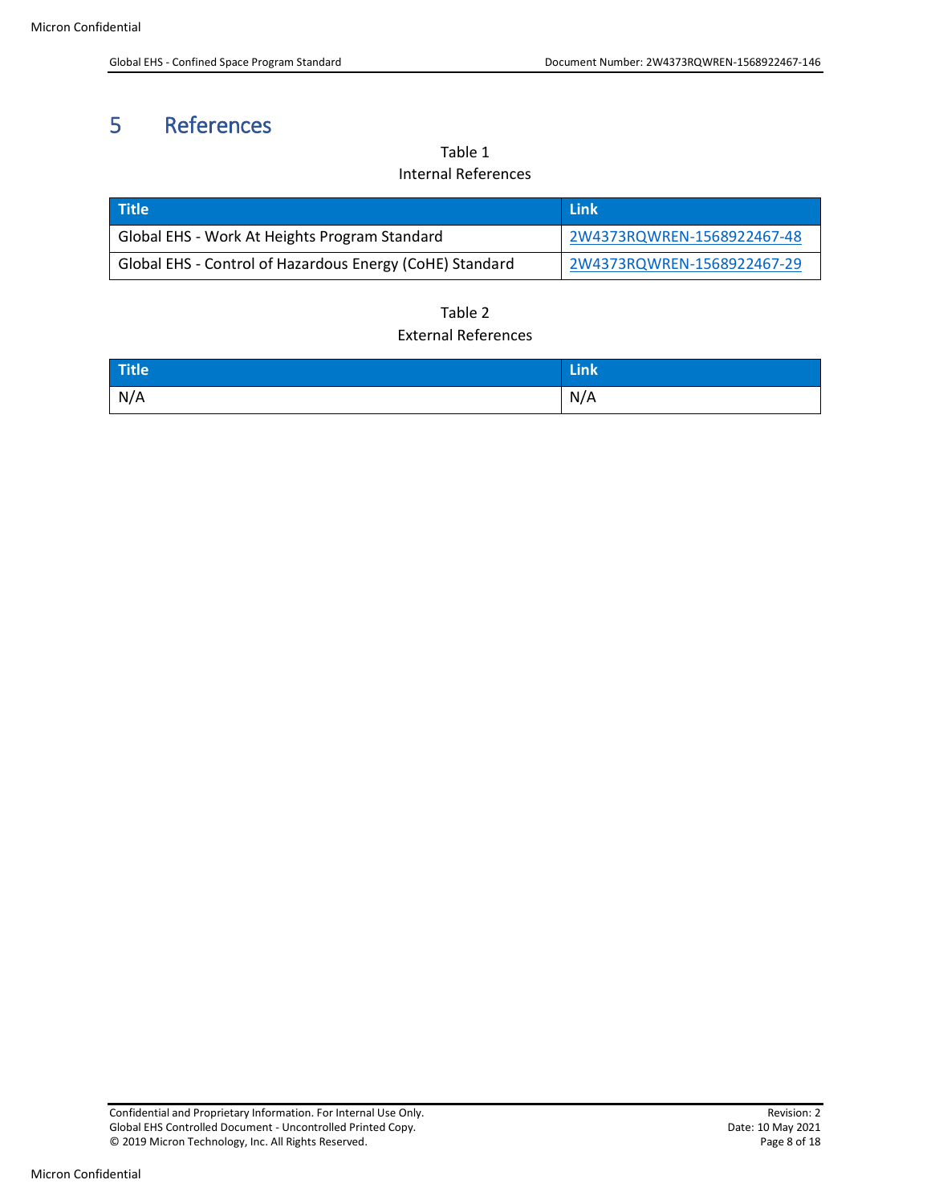# 5 References

Table 1
Internal References

| Title | Link |
|---|---|
| Global EHS - Work At Heights Program Standard | 2W4373RQWREN-1568922467-48 |
| Global EHS - Control of Hazardous Energy (CoHE) Standard | 2W4373RQWREN-1568922467-29 |

Table 2
External References

| Title | Link |
|---|---|
| N/A | N/A |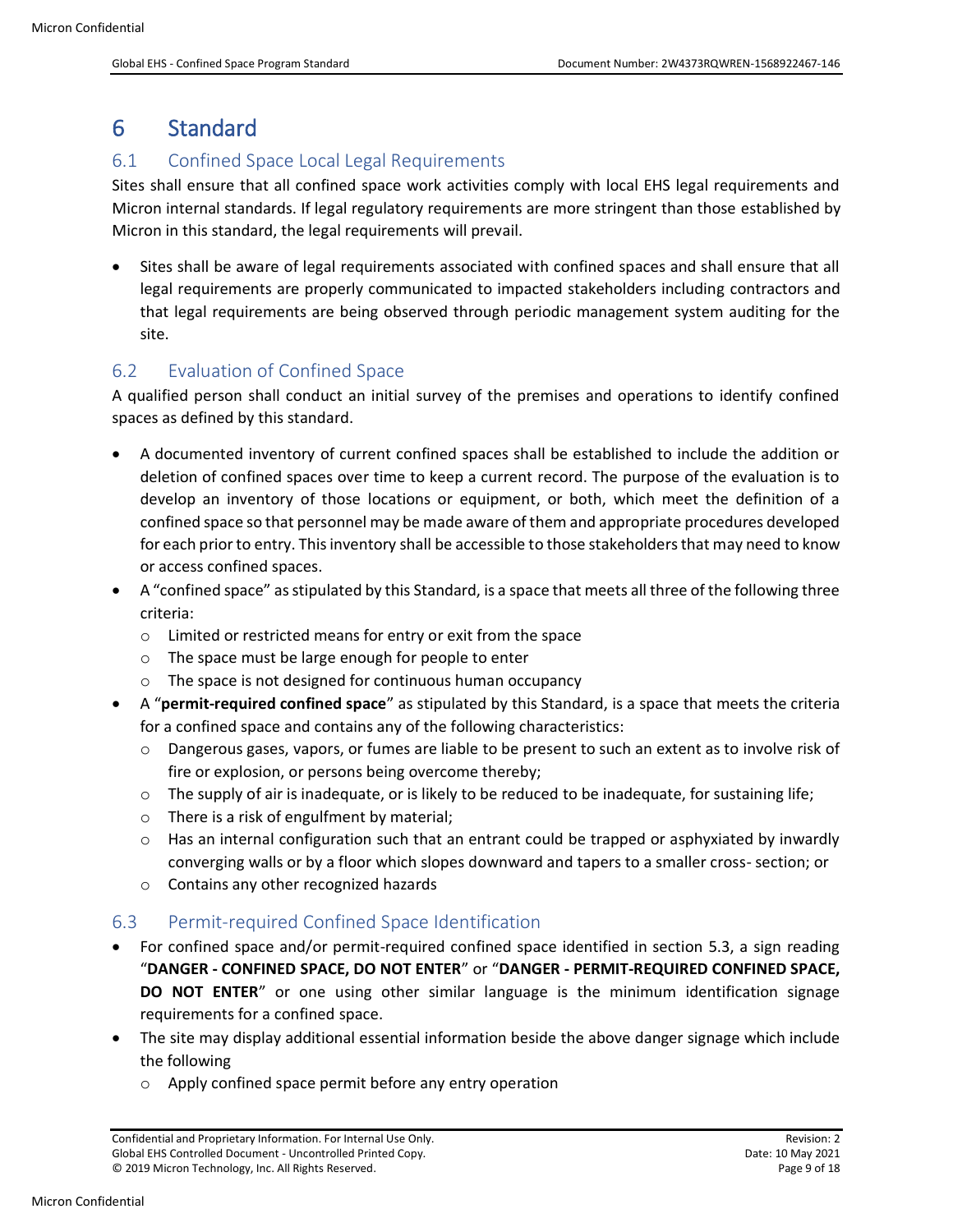# 6 Standard

## 6.1 Confined Space Local Legal Requirements

Sites shall ensure that all confined space work activities comply with local EHS legal requirements and Micron internal standards. If legal regulatory requirements are more stringent than those established by Micron in this standard, the legal requirements will prevail.

- Sites shall be aware of legal requirements associated with confined spaces and shall ensure that all legal requirements are properly communicated to impacted stakeholders including contractors and that legal requirements are being observed through periodic management system auditing for the site.

## 6.2 Evaluation of Confined Space

A qualified person shall conduct an initial survey of the premises and operations to identify confined spaces as defined by this standard.

- A documented inventory of current confined spaces shall be established to include the addition or deletion of confined spaces over time to keep a current record. The purpose of the evaluation is to develop an inventory of those locations or equipment, or both, which meet the definition of a confined space so that personnel may be made aware of them and appropriate procedures developed for each prior to entry. This inventory shall be accessible to those stakeholders that may need to know or access confined spaces.
- A "confined space" as stipulated by this Standard, is a space that meets all three of the following three criteria:
  - Limited or restricted means for entry or exit from the space
  - The space must be large enough for people to enter
  - The space is not designed for continuous human occupancy
- A "**permit-required confined space**" as stipulated by this Standard, is a space that meets the criteria for a confined space and contains any of the following characteristics:
  - Dangerous gases, vapors, or fumes are liable to be present to such an extent as to involve risk of fire or explosion, or persons being overcome thereby;
  - The supply of air is inadequate, or is likely to be reduced to be inadequate, for sustaining life;
  - There is a risk of engulfment by material;
  - Has an internal configuration such that an entrant could be trapped or asphyxiated by inwardly converging walls or by a floor which slopes downward and tapers to a smaller cross- section; or
  - Contains any other recognized hazards

## 6.3 Permit-required Confined Space Identification

- For confined space and/or permit-required confined space identified in section 5.3, a sign reading "**DANGER - CONFINED SPACE, DO NOT ENTER**" or "**DANGER - PERMIT-REQUIRED CONFINED SPACE, DO NOT ENTER**" or one using other similar language is the minimum identification signage requirements for a confined space.
- The site may display additional essential information beside the above danger signage which include the following
  - Apply confined space permit before any entry operation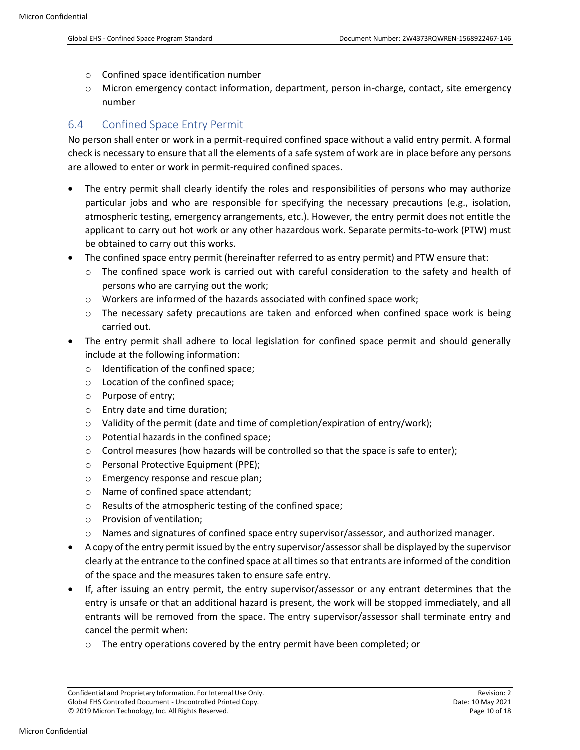- Confined space identification number
- Micron emergency contact information, department, person in-charge, contact, site emergency number

## 6.4 Confined Space Entry Permit

No person shall enter or work in a permit-required confined space without a valid entry permit. A formal check is necessary to ensure that all the elements of a safe system of work are in place before any persons are allowed to enter or work in permit-required confined spaces.

- The entry permit shall clearly identify the roles and responsibilities of persons who may authorize particular jobs and who are responsible for specifying the necessary precautions (e.g., isolation, atmospheric testing, emergency arrangements, etc.). However, the entry permit does not entitle the applicant to carry out hot work or any other hazardous work. Separate permits-to-work (PTW) must be obtained to carry out this works.
- The confined space entry permit (hereinafter referred to as entry permit) and PTW ensure that:
  - The confined space work is carried out with careful consideration to the safety and health of persons who are carrying out the work;
  - Workers are informed of the hazards associated with confined space work;
  - The necessary safety precautions are taken and enforced when confined space work is being carried out.
- The entry permit shall adhere to local legislation for confined space permit and should generally include at the following information:
  - Identification of the confined space;
  - Location of the confined space;
  - Purpose of entry;
  - Entry date and time duration;
  - Validity of the permit (date and time of completion/expiration of entry/work);
  - Potential hazards in the confined space;
  - Control measures (how hazards will be controlled so that the space is safe to enter);
  - Personal Protective Equipment (PPE);
  - Emergency response and rescue plan;
  - Name of confined space attendant;
  - Results of the atmospheric testing of the confined space;
  - Provision of ventilation;
  - Names and signatures of confined space entry supervisor/assessor, and authorized manager.
- A copy of the entry permit issued by the entry supervisor/assessor shall be displayed by the supervisor clearly at the entrance to the confined space at all times so that entrants are informed of the condition of the space and the measures taken to ensure safe entry.
- If, after issuing an entry permit, the entry supervisor/assessor or any entrant determines that the entry is unsafe or that an additional hazard is present, the work will be stopped immediately, and all entrants will be removed from the space. The entry supervisor/assessor shall terminate entry and cancel the permit when:
  - The entry operations covered by the entry permit have been completed; or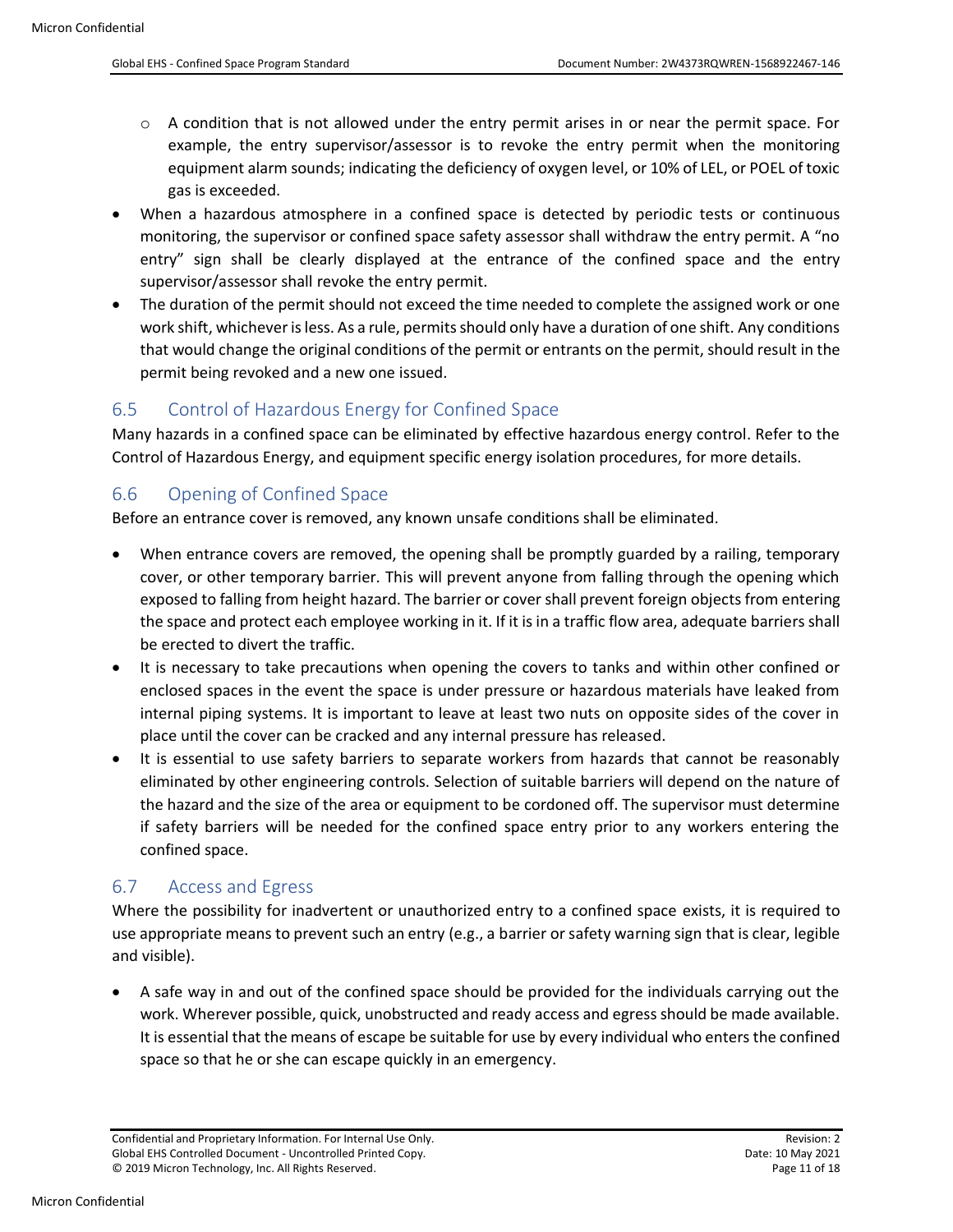- A condition that is not allowed under the entry permit arises in or near the permit space. For example, the entry supervisor/assessor is to revoke the entry permit when the monitoring equipment alarm sounds; indicating the deficiency of oxygen level, or 10% of LEL, or POEL of toxic gas is exceeded.
- When a hazardous atmosphere in a confined space is detected by periodic tests or continuous monitoring, the supervisor or confined space safety assessor shall withdraw the entry permit. A "no entry" sign shall be clearly displayed at the entrance of the confined space and the entry supervisor/assessor shall revoke the entry permit.
- The duration of the permit should not exceed the time needed to complete the assigned work or one work shift, whichever is less. As a rule, permits should only have a duration of one shift. Any conditions that would change the original conditions of the permit or entrants on the permit, should result in the permit being revoked and a new one issued.

## 6.5 Control of Hazardous Energy for Confined Space

Many hazards in a confined space can be eliminated by effective hazardous energy control. Refer to the Control of Hazardous Energy, and equipment specific energy isolation procedures, for more details.

## 6.6 Opening of Confined Space

Before an entrance cover is removed, any known unsafe conditions shall be eliminated.

- When entrance covers are removed, the opening shall be promptly guarded by a railing, temporary cover, or other temporary barrier. This will prevent anyone from falling through the opening which exposed to falling from height hazard. The barrier or cover shall prevent foreign objects from entering the space and protect each employee working in it. If it is in a traffic flow area, adequate barriers shall be erected to divert the traffic.
- It is necessary to take precautions when opening the covers to tanks and within other confined or enclosed spaces in the event the space is under pressure or hazardous materials have leaked from internal piping systems. It is important to leave at least two nuts on opposite sides of the cover in place until the cover can be cracked and any internal pressure has released.
- It is essential to use safety barriers to separate workers from hazards that cannot be reasonably eliminated by other engineering controls. Selection of suitable barriers will depend on the nature of the hazard and the size of the area or equipment to be cordoned off. The supervisor must determine if safety barriers will be needed for the confined space entry prior to any workers entering the confined space.

## 6.7 Access and Egress

Where the possibility for inadvertent or unauthorized entry to a confined space exists, it is required to use appropriate means to prevent such an entry (e.g., a barrier or safety warning sign that is clear, legible and visible).

- A safe way in and out of the confined space should be provided for the individuals carrying out the work. Wherever possible, quick, unobstructed and ready access and egress should be made available. It is essential that the means of escape be suitable for use by every individual who enters the confined space so that he or she can escape quickly in an emergency.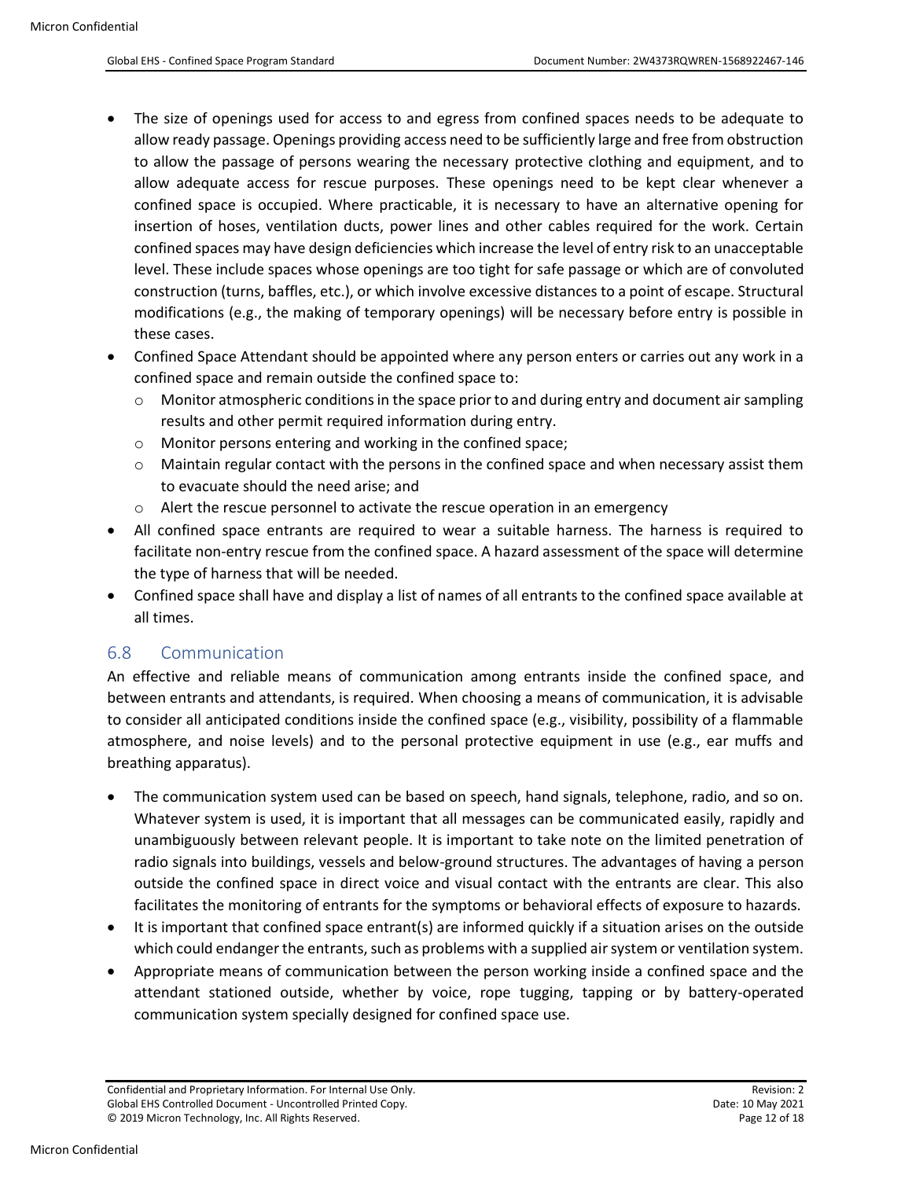- The size of openings used for access to and egress from confined spaces needs to be adequate to allow ready passage. Openings providing access need to be sufficiently large and free from obstruction to allow the passage of persons wearing the necessary protective clothing and equipment, and to allow adequate access for rescue purposes. These openings need to be kept clear whenever a confined space is occupied. Where practicable, it is necessary to have an alternative opening for insertion of hoses, ventilation ducts, power lines and other cables required for the work. Certain confined spaces may have design deficiencies which increase the level of entry risk to an unacceptable level. These include spaces whose openings are too tight for safe passage or which are of convoluted construction (turns, baffles, etc.), or which involve excessive distances to a point of escape. Structural modifications (e.g., the making of temporary openings) will be necessary before entry is possible in these cases.
- Confined Space Attendant should be appointed where any person enters or carries out any work in a confined space and remain outside the confined space to:
  - Monitor atmospheric conditions in the space prior to and during entry and document air sampling results and other permit required information during entry.
  - Monitor persons entering and working in the confined space;
  - Maintain regular contact with the persons in the confined space and when necessary assist them to evacuate should the need arise; and
  - Alert the rescue personnel to activate the rescue operation in an emergency
- All confined space entrants are required to wear a suitable harness. The harness is required to facilitate non-entry rescue from the confined space. A hazard assessment of the space will determine the type of harness that will be needed.
- Confined space shall have and display a list of names of all entrants to the confined space available at all times.

## 6.8 Communication

An effective and reliable means of communication among entrants inside the confined space, and between entrants and attendants, is required. When choosing a means of communication, it is advisable to consider all anticipated conditions inside the confined space (e.g., visibility, possibility of a flammable atmosphere, and noise levels) and to the personal protective equipment in use (e.g., ear muffs and breathing apparatus).

- The communication system used can be based on speech, hand signals, telephone, radio, and so on. Whatever system is used, it is important that all messages can be communicated easily, rapidly and unambiguously between relevant people. It is important to take note on the limited penetration of radio signals into buildings, vessels and below-ground structures. The advantages of having a person outside the confined space in direct voice and visual contact with the entrants are clear. This also facilitates the monitoring of entrants for the symptoms or behavioral effects of exposure to hazards.
- It is important that confined space entrant(s) are informed quickly if a situation arises on the outside which could endanger the entrants, such as problems with a supplied air system or ventilation system.
- Appropriate means of communication between the person working inside a confined space and the attendant stationed outside, whether by voice, rope tugging, tapping or by battery-operated communication system specially designed for confined space use.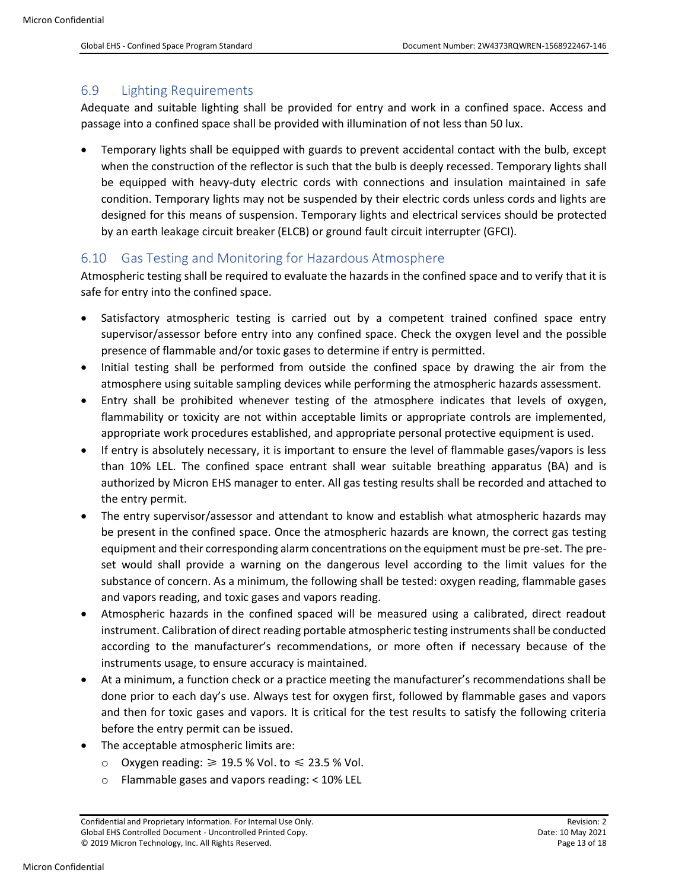## 6.9 Lighting Requirements

Adequate and suitable lighting shall be provided for entry and work in a confined space. Access and passage into a confined space shall be provided with illumination of not less than 50 lux.

- Temporary lights shall be equipped with guards to prevent accidental contact with the bulb, except when the construction of the reflector is such that the bulb is deeply recessed. Temporary lights shall be equipped with heavy-duty electric cords with connections and insulation maintained in safe condition. Temporary lights may not be suspended by their electric cords unless cords and lights are designed for this means of suspension. Temporary lights and electrical services should be protected by an earth leakage circuit breaker (ELCB) or ground fault circuit interrupter (GFCI).

## 6.10 Gas Testing and Monitoring for Hazardous Atmosphere

Atmospheric testing shall be required to evaluate the hazards in the confined space and to verify that it is safe for entry into the confined space.

- Satisfactory atmospheric testing is carried out by a competent trained confined space entry supervisor/assessor before entry into any confined space. Check the oxygen level and the possible presence of flammable and/or toxic gases to determine if entry is permitted.
- Initial testing shall be performed from outside the confined space by drawing the air from the atmosphere using suitable sampling devices while performing the atmospheric hazards assessment.
- Entry shall be prohibited whenever testing of the atmosphere indicates that levels of oxygen, flammability or toxicity are not within acceptable limits or appropriate controls are implemented, appropriate work procedures established, and appropriate personal protective equipment is used.
- If entry is absolutely necessary, it is important to ensure the level of flammable gases/vapors is less than 10% LEL. The confined space entrant shall wear suitable breathing apparatus (BA) and is authorized by Micron EHS manager to enter. All gas testing results shall be recorded and attached to the entry permit.
- The entry supervisor/assessor and attendant to know and establish what atmospheric hazards may be present in the confined space. Once the atmospheric hazards are known, the correct gas testing equipment and their corresponding alarm concentrations on the equipment must be pre-set. The pre-set would shall provide a warning on the dangerous level according to the limit values for the substance of concern. As a minimum, the following shall be tested: oxygen reading, flammable gases and vapors reading, and toxic gases and vapors reading.
- Atmospheric hazards in the confined spaced will be measured using a calibrated, direct readout instrument. Calibration of direct reading portable atmospheric testing instruments shall be conducted according to the manufacturer's recommendations, or more often if necessary because of the instruments usage, to ensure accuracy is maintained.
- At a minimum, a function check or a practice meeting the manufacturer's recommendations shall be done prior to each day's use. Always test for oxygen first, followed by flammable gases and vapors and then for toxic gases and vapors. It is critical for the test results to satisfy the following criteria before the entry permit can be issued.
- The acceptable atmospheric limits are:
  - Oxygen reading: $\geqslant$ 19.5 % Vol. to $\leqslant$ 23.5 % Vol.
  - Flammable gases and vapors reading: < 10% LEL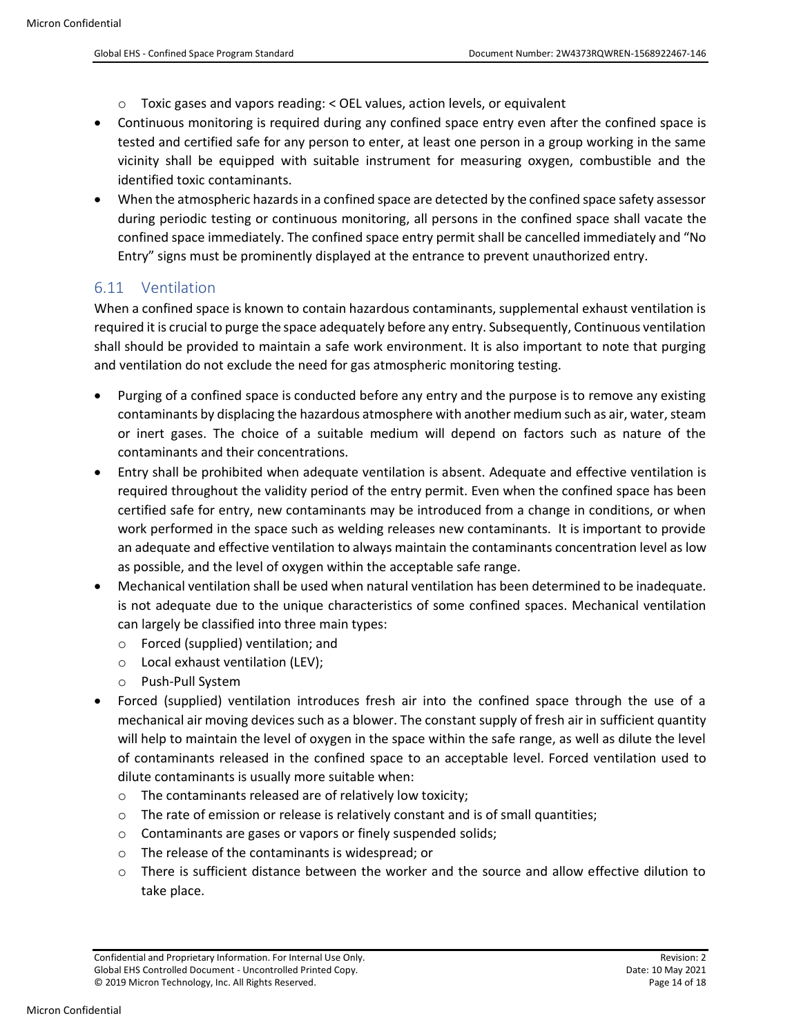- Toxic gases and vapors reading: < OEL values, action levels, or equivalent

- Continuous monitoring is required during any confined space entry even after the confined space is tested and certified safe for any person to enter, at least one person in a group working in the same vicinity shall be equipped with suitable instrument for measuring oxygen, combustible and the identified toxic contaminants.
- When the atmospheric hazards in a confined space are detected by the confined space safety assessor during periodic testing or continuous monitoring, all persons in the confined space shall vacate the confined space immediately. The confined space entry permit shall be cancelled immediately and "No Entry" signs must be prominently displayed at the entrance to prevent unauthorized entry.

## 6.11 Ventilation

When a confined space is known to contain hazardous contaminants, supplemental exhaust ventilation is required it is crucial to purge the space adequately before any entry. Subsequently, Continuous ventilation shall should be provided to maintain a safe work environment. It is also important to note that purging and ventilation do not exclude the need for gas atmospheric monitoring testing.

- Purging of a confined space is conducted before any entry and the purpose is to remove any existing contaminants by displacing the hazardous atmosphere with another medium such as air, water, steam or inert gases. The choice of a suitable medium will depend on factors such as nature of the contaminants and their concentrations.
- Entry shall be prohibited when adequate ventilation is absent. Adequate and effective ventilation is required throughout the validity period of the entry permit. Even when the confined space has been certified safe for entry, new contaminants may be introduced from a change in conditions, or when work performed in the space such as welding releases new contaminants. It is important to provide an adequate and effective ventilation to always maintain the contaminants concentration level as low as possible, and the level of oxygen within the acceptable safe range.
- Mechanical ventilation shall be used when natural ventilation has been determined to be inadequate. is not adequate due to the unique characteristics of some confined spaces. Mechanical ventilation can largely be classified into three main types:
  - Forced (supplied) ventilation; and
  - Local exhaust ventilation (LEV);
  - Push-Pull System
- Forced (supplied) ventilation introduces fresh air into the confined space through the use of a mechanical air moving devices such as a blower. The constant supply of fresh air in sufficient quantity will help to maintain the level of oxygen in the space within the safe range, as well as dilute the level of contaminants released in the confined space to an acceptable level. Forced ventilation used to dilute contaminants is usually more suitable when:
  - The contaminants released are of relatively low toxicity;
  - The rate of emission or release is relatively constant and is of small quantities;
  - Contaminants are gases or vapors or finely suspended solids;
  - The release of the contaminants is widespread; or
  - There is sufficient distance between the worker and the source and allow effective dilution to take place.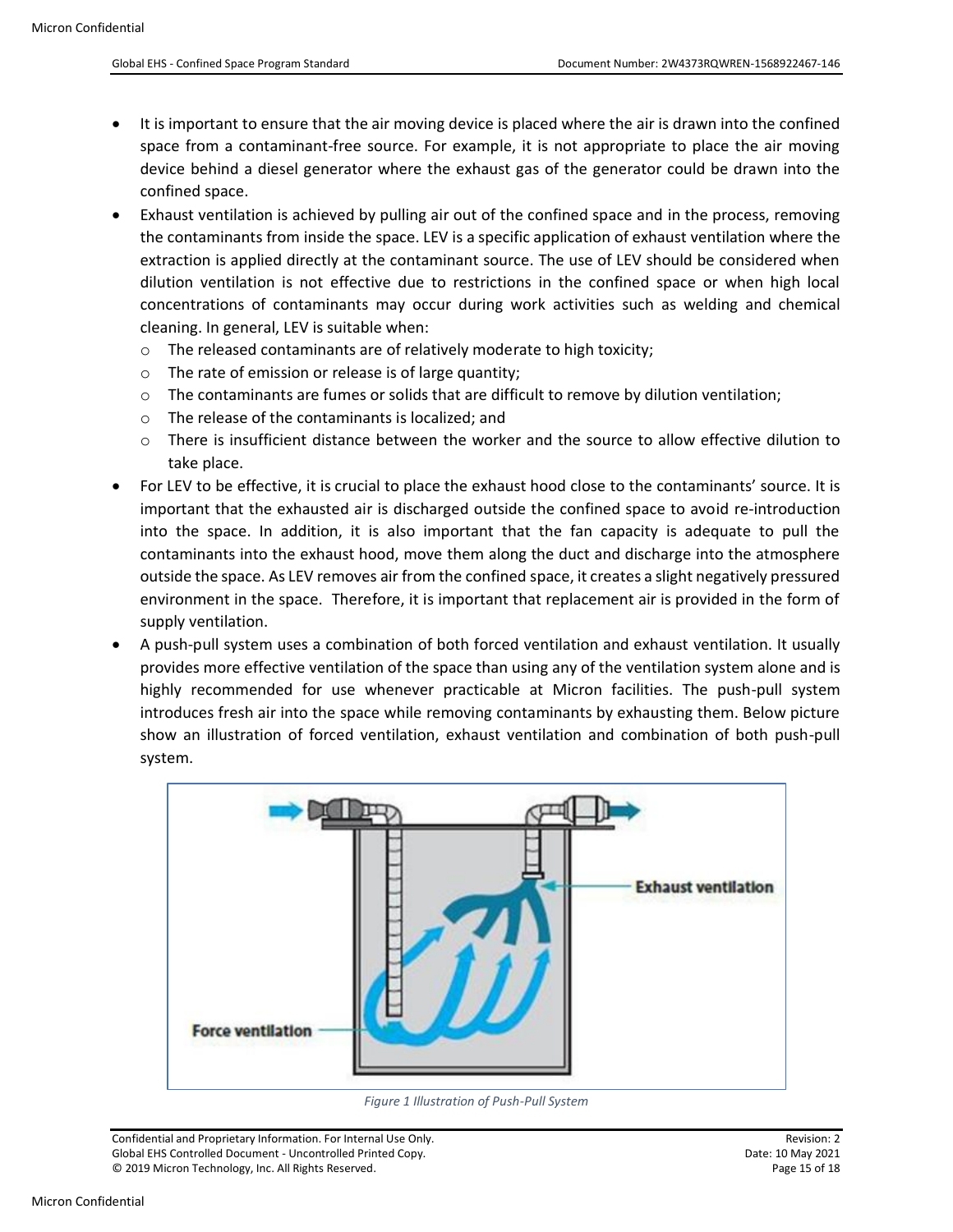- It is important to ensure that the air moving device is placed where the air is drawn into the confined space from a contaminant-free source. For example, it is not appropriate to place the air moving device behind a diesel generator where the exhaust gas of the generator could be drawn into the confined space.
- Exhaust ventilation is achieved by pulling air out of the confined space and in the process, removing the contaminants from inside the space. LEV is a specific application of exhaust ventilation where the extraction is applied directly at the contaminant source. The use of LEV should be considered when dilution ventilation is not effective due to restrictions in the confined space or when high local concentrations of contaminants may occur during work activities such as welding and chemical cleaning. In general, LEV is suitable when:
  - The released contaminants are of relatively moderate to high toxicity;
  - The rate of emission or release is of large quantity;
  - The contaminants are fumes or solids that are difficult to remove by dilution ventilation;
  - The release of the contaminants is localized; and
  - There is insufficient distance between the worker and the source to allow effective dilution to take place.
- For LEV to be effective, it is crucial to place the exhaust hood close to the contaminants' source. It is important that the exhausted air is discharged outside the confined space to avoid re-introduction into the space. In addition, it is also important that the fan capacity is adequate to pull the contaminants into the exhaust hood, move them along the duct and discharge into the atmosphere outside the space. As LEV removes air from the confined space, it creates a slight negatively pressured environment in the space. Therefore, it is important that replacement air is provided in the form of supply ventilation.
- A push-pull system uses a combination of both forced ventilation and exhaust ventilation. It usually provides more effective ventilation of the space than using any of the ventilation system alone and is highly recommended for use whenever practicable at Micron facilities. The push-pull system introduces fresh air into the space while removing contaminants by exhausting them. Below picture show an illustration of forced ventilation, exhaust ventilation and combination of both push-pull system.

*Figure 1 Illustration of Push-Pull System*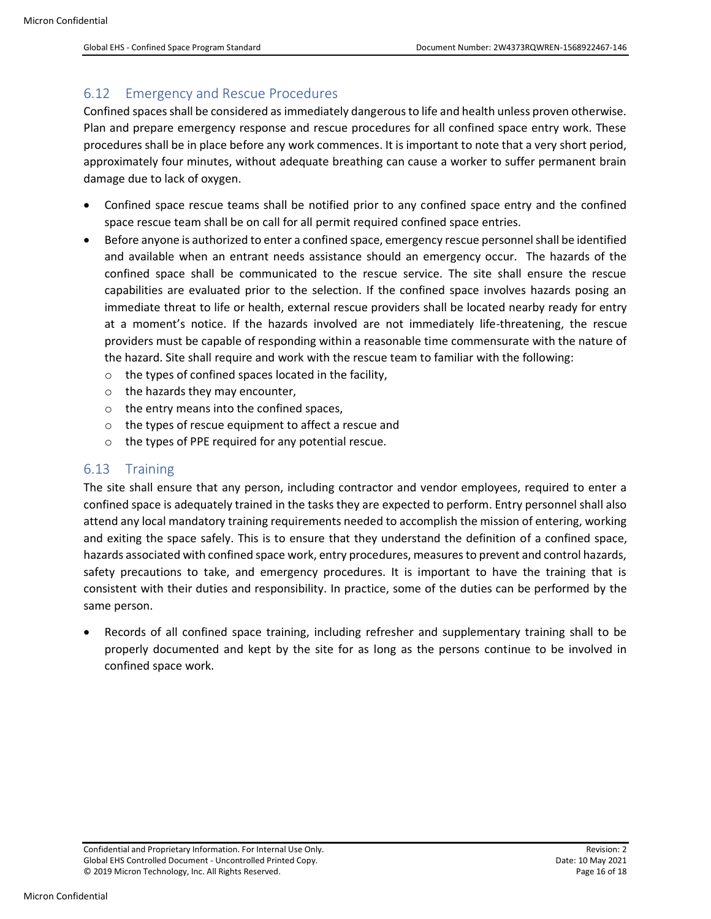## 6.12 Emergency and Rescue Procedures

Confined spaces shall be considered as immediately dangerous to life and health unless proven otherwise. Plan and prepare emergency response and rescue procedures for all confined space entry work. These procedures shall be in place before any work commences. It is important to note that a very short period, approximately four minutes, without adequate breathing can cause a worker to suffer permanent brain damage due to lack of oxygen.

- Confined space rescue teams shall be notified prior to any confined space entry and the confined space rescue team shall be on call for all permit required confined space entries.
- Before anyone is authorized to enter a confined space, emergency rescue personnel shall be identified and available when an entrant needs assistance should an emergency occur. The hazards of the confined space shall be communicated to the rescue service. The site shall ensure the rescue capabilities are evaluated prior to the selection. If the confined space involves hazards posing an immediate threat to life or health, external rescue providers shall be located nearby ready for entry at a moment's notice. If the hazards involved are not immediately life-threatening, the rescue providers must be capable of responding within a reasonable time commensurate with the nature of the hazard. Site shall require and work with the rescue team to familiar with the following:
  - the types of confined spaces located in the facility,
  - the hazards they may encounter,
  - the entry means into the confined spaces,
  - the types of rescue equipment to affect a rescue and
  - the types of PPE required for any potential rescue.

## 6.13 Training

The site shall ensure that any person, including contractor and vendor employees, required to enter a confined space is adequately trained in the tasks they are expected to perform. Entry personnel shall also attend any local mandatory training requirements needed to accomplish the mission of entering, working and exiting the space safely. This is to ensure that they understand the definition of a confined space, hazards associated with confined space work, entry procedures, measures to prevent and control hazards, safety precautions to take, and emergency procedures. It is important to have the training that is consistent with their duties and responsibility. In practice, some of the duties can be performed by the same person.

- Records of all confined space training, including refresher and supplementary training shall to be properly documented and kept by the site for as long as the persons continue to be involved in confined space work.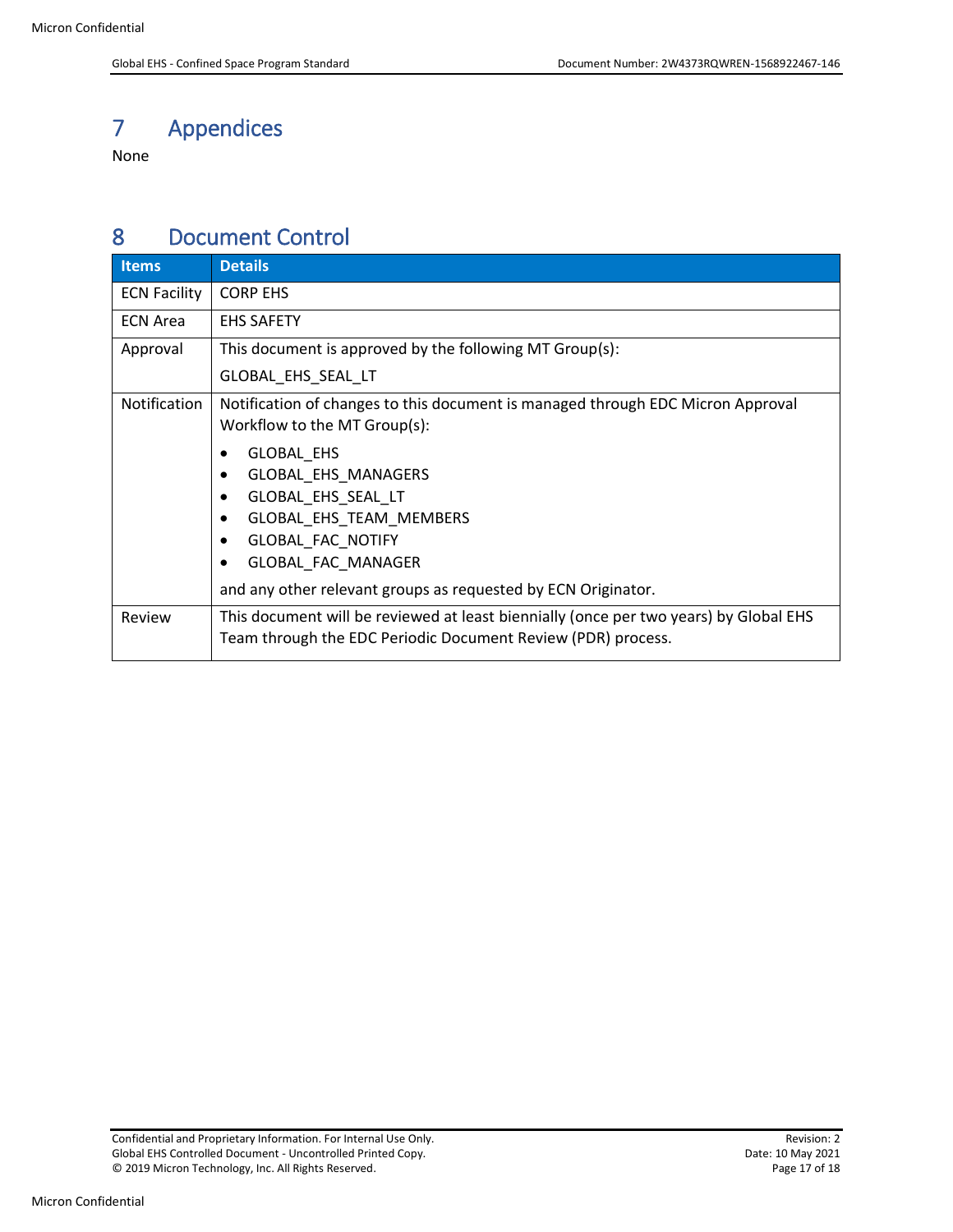# 7 Appendices

None

# 8 Document Control

| Items | Details |
|---|---|
| ECN Facility | CORP EHS |
| ECN Area | EHS SAFETY |
| Approval | This document is approved by the following MT Group(s):<br>GLOBAL_EHS_SEAL_LT |
| Notification | Notification of changes to this document is managed through EDC Micron Approval Workflow to the MT Group(s):<br>• GLOBAL_EHS<br>• GLOBAL_EHS_MANAGERS<br>• GLOBAL_EHS_SEAL_LT<br>• GLOBAL_EHS_TEAM_MEMBERS<br>• GLOBAL_FAC_NOTIFY<br>• GLOBAL_FAC_MANAGER<br>and any other relevant groups as requested by ECN Originator. |
| Review | This document will be reviewed at least biennially (once per two years) by Global EHS Team through the EDC Periodic Document Review (PDR) process. |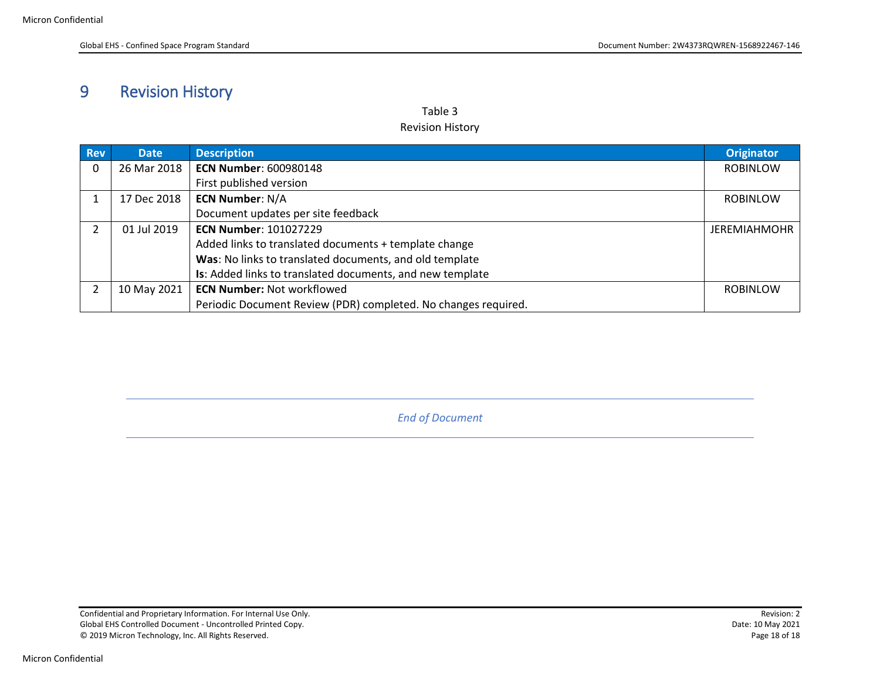# 9 Revision History

Table 3
Revision History

| Rev | Date | Description | Originator |
|---|---|---|---|
| 0 | 26 Mar 2018 | **ECN Number**: 600980148<br>First published version | ROBINLOW |
| 1 | 17 Dec 2018 | **ECN Number**: N/A<br>Document updates per site feedback | ROBINLOW |
| 2 | 01 Jul 2019 | **ECN Number**: 101027229<br>Added links to translated documents + template change<br>**Was**: No links to translated documents, and old template<br>**Is**: Added links to translated documents, and new template | JEREMIAHMOHR |
| 2 | 10 May 2021 | **ECN Number:** Not workflowed<br>Periodic Document Review (PDR) completed. No changes required. | ROBINLOW |

*End of Document*